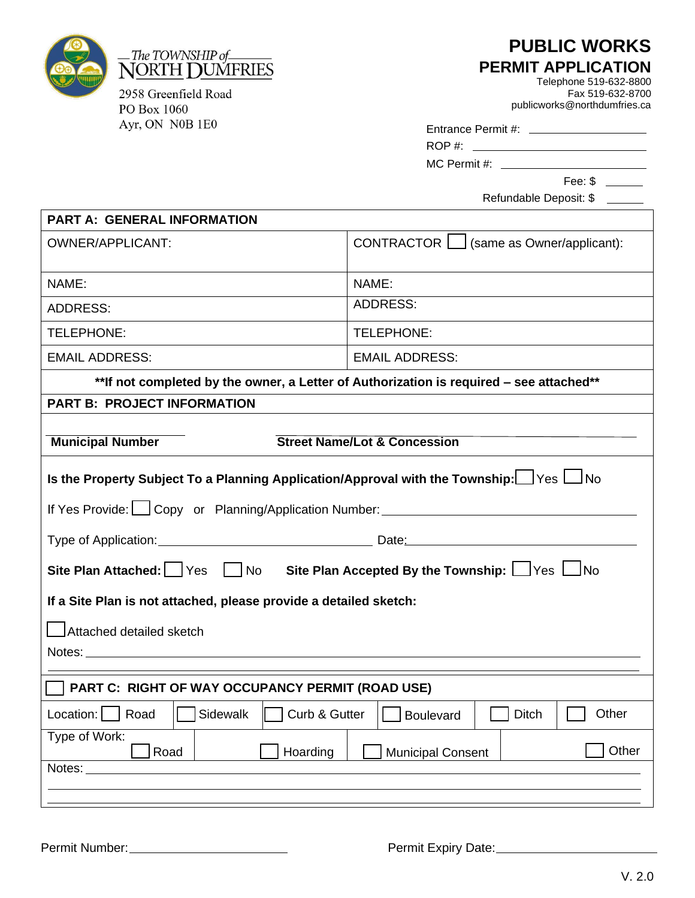The TOWNSHIP of NORTH DUMFRIES

2958 Greenfield Road
PO Box 1060
Ayr, ON N0B 1E0

# PUBLIC WORKS
## PERMIT APPLICATION

Telephone 519-632-8800
Fax 519-632-8700
publicworks@northdumfries.ca

Entrance Permit #: ____________________

ROP #: ____________________

MC Permit #: ____________________

Fee: $ ______

Refundable Deposit: $ ______

| **PART A: GENERAL INFORMATION** | |
|---|---|
| OWNER/APPLICANT: | CONTRACTOR ☐ (same as Owner/applicant): |
| NAME: | NAME: |
| ADDRESS: | ADDRESS: |
| TELEPHONE: | TELEPHONE: |
| EMAIL ADDRESS: | EMAIL ADDRESS: |

**\*\*If not completed by the owner, a Letter of Authorization is required – see attached\*\***

**PART B: PROJECT INFORMATION**

______________________ ______________________________________
**Municipal Number** **Street Name/Lot & Concession**

**Is the Property Subject To a Planning Application/Approval with the Township:** ☐ Yes ☐ No

If Yes Provide: ☐ Copy or Planning/Application Number: ____________________

Type of Application: ____________________ Date: ____________________

**Site Plan Attached:** ☐ Yes ☐ No **Site Plan Accepted By the Township:** ☐ Yes ☐ No

**If a Site Plan is not attached, please provide a detailed sketch:**

☐ Attached detailed sketch

Notes: ________________________________________________

________________________________________________

☐ **PART C: RIGHT OF WAY OCCUPANCY PERMIT (ROAD USE)**

| Location: ☐ Road | ☐ Sidewalk | ☐ Curb & Gutter | ☐ Boulevard | ☐ Ditch | ☐ Other |
|---|---|---|---|---|---|

| Type of Work: ☐ Road | ☐ Hoarding | ☐ Municipal Consent | ☐ Other |
|---|---|---|---|

Notes: ________________________________________________

________________________________________________

________________________________________________

Permit Number: ____________________ Permit Expiry Date: ____________________

V. 2.0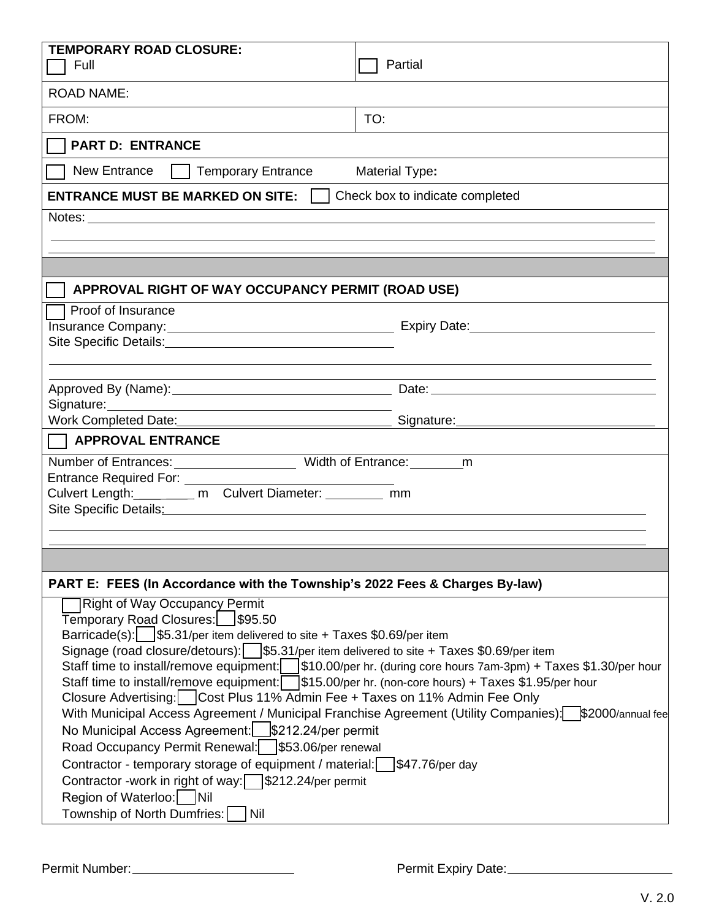**TEMPORARY ROAD CLOSURE:**

☐ Full ☐ Partial

ROAD NAME:

FROM: TO:

☐ **PART D: ENTRANCE**

☐ New Entrance ☐ Temporary Entrance Material Type**:**

**ENTRANCE MUST BE MARKED ON SITE:** ☐ Check box to indicate completed

Notes: ______________________________________________

______________________________________________

______________________________________________

☐ **APPROVAL RIGHT OF WAY OCCUPANCY PERMIT (ROAD USE)**

☐ Proof of Insurance

Insurance Company: ____________________ Expiry Date: ____________________

Site Specific Details: ____________________

______________________________________________

______________________________________________

Approved By (Name): ____________________ Date: ____________________

Signature: ____________________

Work Completed Date: ____________________ Signature: ____________________

☐ **APPROVAL ENTRANCE**

Number of Entrances: ____________ Width of Entrance: ________ m

Entrance Required For: ____________________

Culvert Length: ________ m Culvert Diameter: ________ mm

Site Specific Details: ______________________________________________

______________________________________________

______________________________________________

**PART E: FEES (In Accordance with the Township's 2022 Fees & Charges By-law)**

☐ Right of Way Occupancy Permit

Temporary Road Closures: ☐ $95.50

Barricade(s): ☐ $5.31/per item delivered to site + Taxes $0.69/per item

Signage (road closure/detours): ☐ $5.31/per item delivered to site + Taxes $0.69/per item

Staff time to install/remove equipment: ☐ $10.00/per hr. (during core hours 7am-3pm) + Taxes $1.30/per hour

Staff time to install/remove equipment: ☐ $15.00/per hr. (non-core hours) + Taxes $1.95/per hour

Closure Advertising: ☐ Cost Plus 11% Admin Fee + Taxes on 11% Admin Fee Only

With Municipal Access Agreement / Municipal Franchise Agreement (Utility Companies): ☐ $2000/annual fee

No Municipal Access Agreement: ☐ $212.24/per permit

Road Occupancy Permit Renewal: ☐ $53.06/per renewal

Contractor - temporary storage of equipment / material: ☐ $47.76/per day

Contractor -work in right of way: ☐ $212.24/per permit

Region of Waterloo: ☐ Nil

Township of North Dumfries: ☐ Nil

Permit Number: ____________________ Permit Expiry Date: ____________________

V. 2.0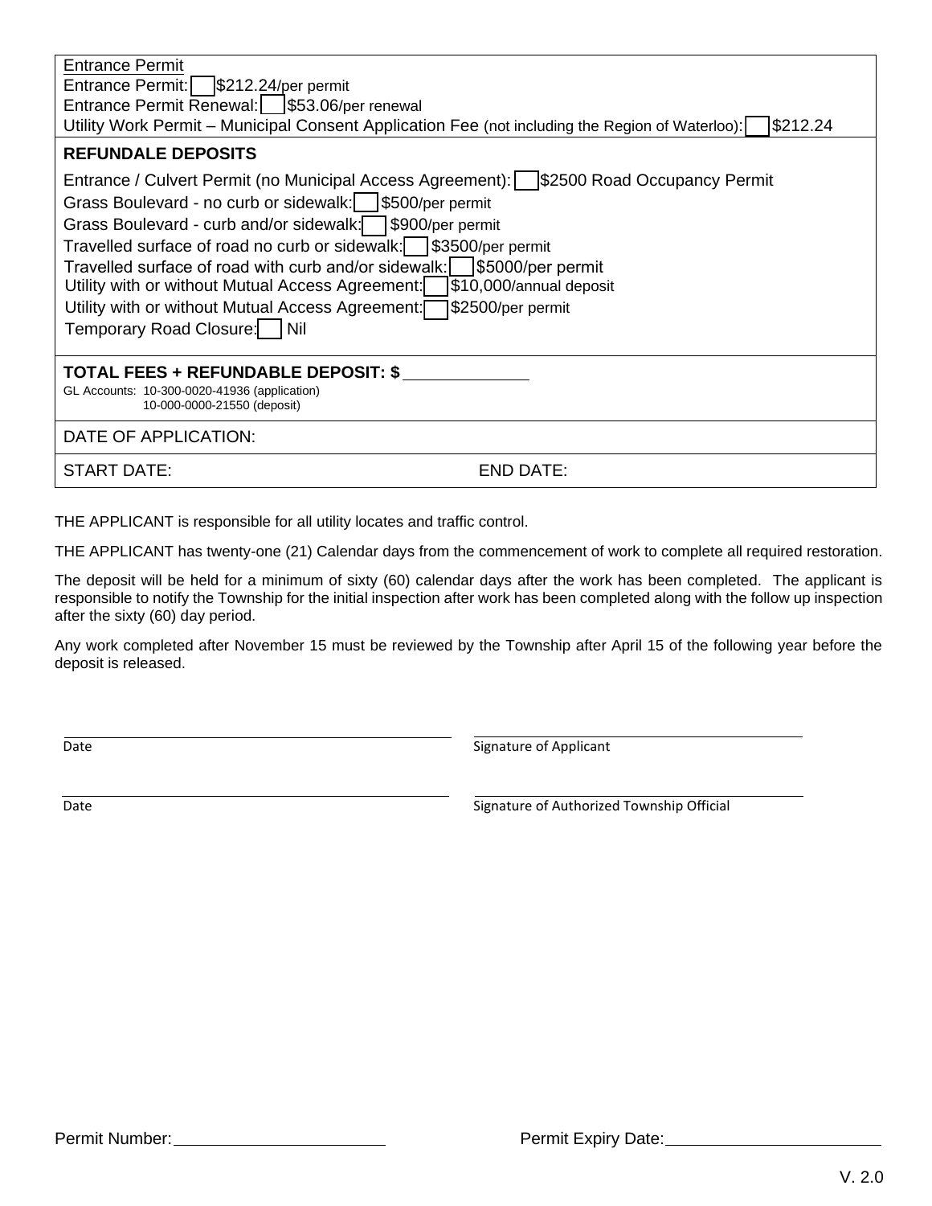<u>Entrance Permit</u>
Entrance Permit: ☐ $212.24/per permit
Entrance Permit Renewal: ☐ $53.06/per renewal
Utility Work Permit – Municipal Consent Application Fee (not including the Region of Waterloo): ☐ $212.24

**REFUNDALE DEPOSITS**

Entrance / Culvert Permit (no Municipal Access Agreement): ☐ $2500 Road Occupancy Permit
Grass Boulevard - no curb or sidewalk: ☐ $500/per permit
Grass Boulevard - curb and/or sidewalk: ☐ $900/per permit
Travelled surface of road no curb or sidewalk: ☐ $3500/per permit
Travelled surface of road with curb and/or sidewalk: ☐ $5000/per permit
Utility with or without Mutual Access Agreement: ☐ $10,000/annual deposit
Utility with or without Mutual Access Agreement: ☐ $2500/per permit
Temporary Road Closure: ☐ Nil

**TOTAL FEES + REFUNDABLE DEPOSIT: $** ____________
GL Accounts: 10-300-0020-41936 (application)
10-000-0000-21550 (deposit)

DATE OF APPLICATION:

START DATE: END DATE:

THE APPLICANT is responsible for all utility locates and traffic control.

THE APPLICANT has twenty-one (21) Calendar days from the commencement of work to complete all required restoration.

The deposit will be held for a minimum of sixty (60) calendar days after the work has been completed. The applicant is responsible to notify the Township for the initial inspection after work has been completed along with the follow up inspection after the sixty (60) day period.

Any work completed after November 15 must be reviewed by the Township after April 15 of the following year before the deposit is released.

______________________ ______________________
Date Signature of Applicant

______________________ ______________________
Date Signature of Authorized Township Official

Permit Number: ______________________ Permit Expiry Date: ______________________

V. 2.0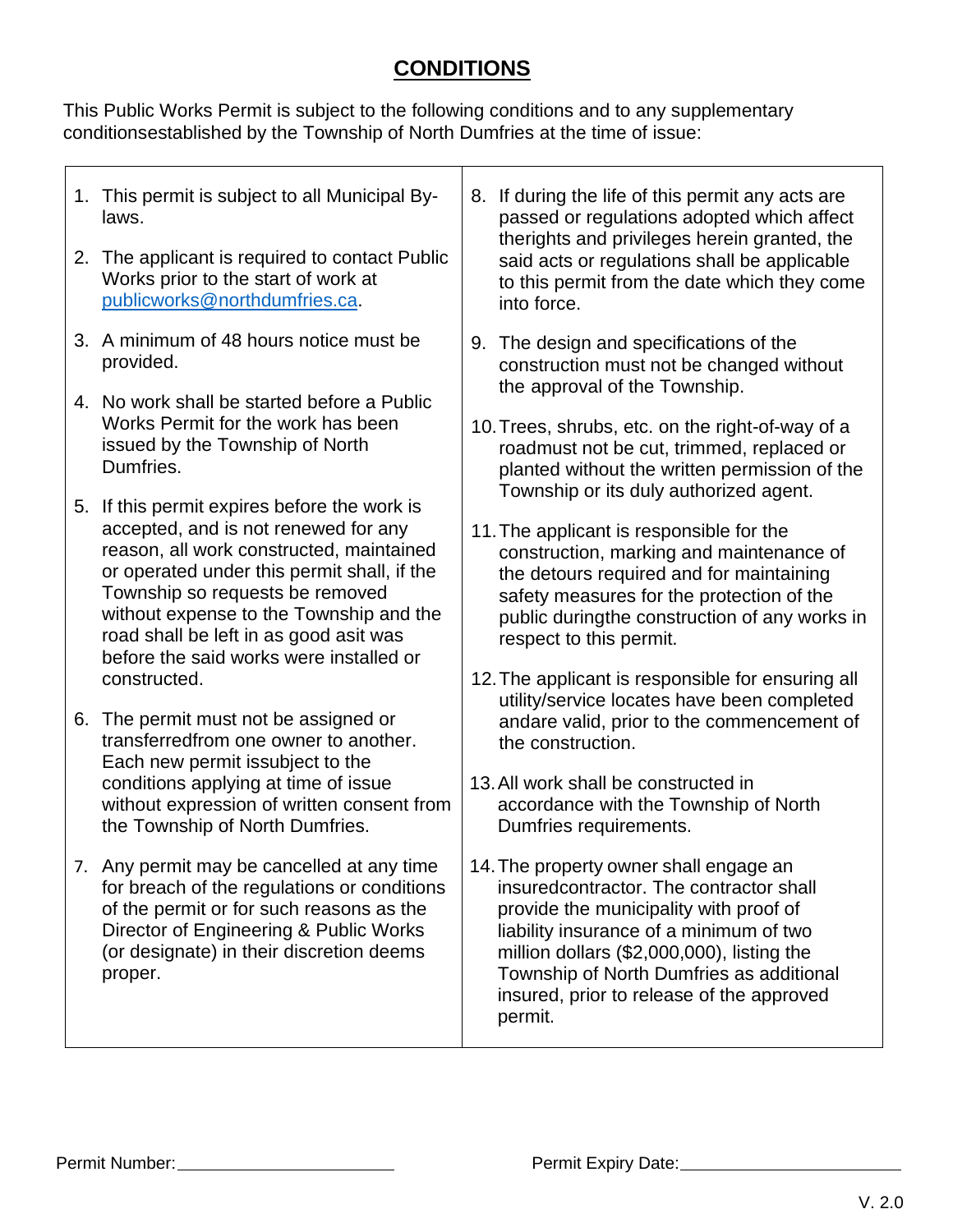# CONDITIONS

This Public Works Permit is subject to the following conditions and to any supplementary conditionsestablished by the Township of North Dumfries at the time of issue:

1. This permit is subject to all Municipal By-laws.
2. The applicant is required to contact Public Works prior to the start of work at publicworks@northdumfries.ca.
3. A minimum of 48 hours notice must be provided.
4. No work shall be started before a Public Works Permit for the work has been issued by the Township of North Dumfries.
5. If this permit expires before the work is accepted, and is not renewed for any reason, all work constructed, maintained or operated under this permit shall, if the Township so requests be removed without expense to the Township and the road shall be left in as good asit was before the said works were installed or constructed.
6. The permit must not be assigned or transferredfrom one owner to another. Each new permit issubject to the conditions applying at time of issue without expression of written consent from the Township of North Dumfries.
7. Any permit may be cancelled at any time for breach of the regulations or conditions of the permit or for such reasons as the Director of Engineering & Public Works (or designate) in their discretion deems proper.
8. If during the life of this permit any acts are passed or regulations adopted which affect therights and privileges herein granted, the said acts or regulations shall be applicable to this permit from the date which they come into force.
9. The design and specifications of the construction must not be changed without the approval of the Township.
10. Trees, shrubs, etc. on the right-of-way of a roadmust not be cut, trimmed, replaced or planted without the written permission of the Township or its duly authorized agent.
11. The applicant is responsible for the construction, marking and maintenance of the detours required and for maintaining safety measures for the protection of the public duringthe construction of any works in respect to this permit.
12. The applicant is responsible for ensuring all utility/service locates have been completed andare valid, prior to the commencement of the construction.
13. All work shall be constructed in accordance with the Township of North Dumfries requirements.
14. The property owner shall engage an insuredcontractor. The contractor shall provide the municipality with proof of liability insurance of a minimum of two million dollars ($2,000,000), listing the Township of North Dumfries as additional insured, prior to release of the approved permit.

Permit Number:________________________ Permit Expiry Date:________________________

V. 2.0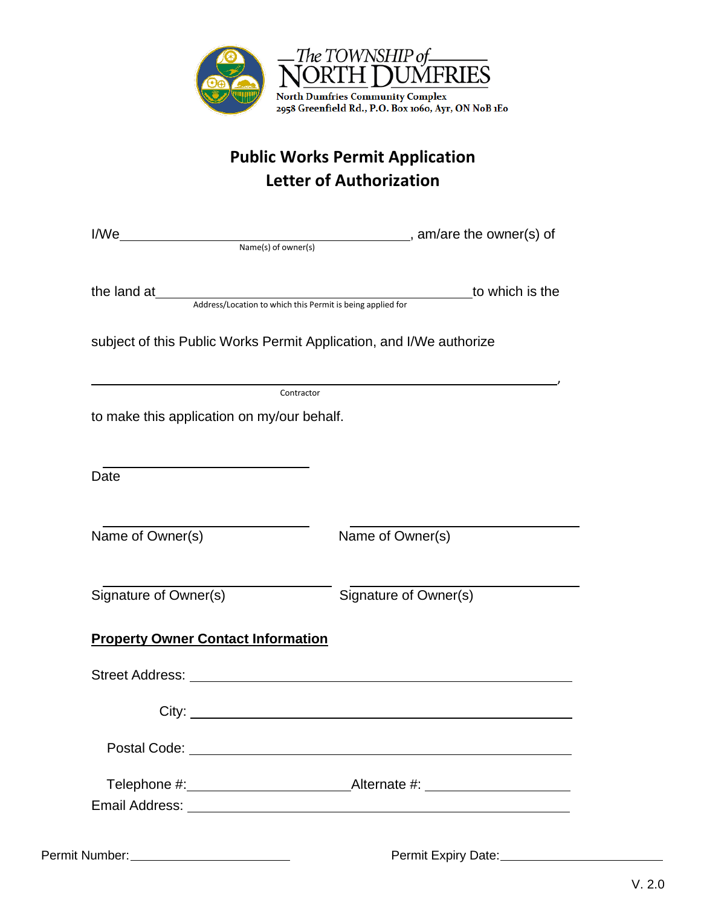The TOWNSHIP of NORTH DUMFRIES
North Dumfries Community Complex
2958 Greenfield Rd., P.O. Box 1060, Ayr, ON N0B 1E0

# Public Works Permit Application
# Letter of Authorization

I/We \_\_\_\_\_\_\_\_\_\_\_\_\_\_\_\_\_\_\_\_\_\_\_\_\_\_\_\_\_\_\_\_\_\_\_\_\_\_, am/are the owner(s) of
Name(s) of owner(s)

the land at \_\_\_\_\_\_\_\_\_\_\_\_\_\_\_\_\_\_\_\_\_\_\_\_\_\_\_\_\_\_\_\_\_\_\_\_\_\_\_\_\_\_ to which is the
Address/Location to which this Permit is being applied for

subject of this Public Works Permit Application, and I/We authorize

\_\_\_\_\_\_\_\_\_\_\_\_\_\_\_\_\_\_\_\_\_\_\_\_\_\_\_\_\_\_\_\_\_\_\_\_\_\_\_\_\_\_\_\_\_\_\_\_\_\_\_\_\_\_\_\_\_\_\_\_,
Contractor

to make this application on my/our behalf.

\_\_\_\_\_\_\_\_\_\_\_\_\_\_\_\_\_\_\_\_\_\_\_\_\_\_\_\_
Date

\_\_\_\_\_\_\_\_\_\_\_\_\_\_\_\_\_\_\_\_\_\_\_\_\_\_\_\_ \_\_\_\_\_\_\_\_\_\_\_\_\_\_\_\_\_\_\_\_\_\_\_\_\_\_\_\_
Name of Owner(s) Name of Owner(s)

\_\_\_\_\_\_\_\_\_\_\_\_\_\_\_\_\_\_\_\_\_\_\_\_\_\_\_\_ \_\_\_\_\_\_\_\_\_\_\_\_\_\_\_\_\_\_\_\_\_\_\_\_\_\_\_\_
Signature of Owner(s) Signature of Owner(s)

**Property Owner Contact Information**

Street Address: \_\_\_\_\_\_\_\_\_\_\_\_\_\_\_\_\_\_\_\_\_\_\_\_\_\_\_\_\_\_\_\_\_\_\_\_\_\_\_\_\_\_\_\_

City: \_\_\_\_\_\_\_\_\_\_\_\_\_\_\_\_\_\_\_\_\_\_\_\_\_\_\_\_\_\_\_\_\_\_\_\_\_\_\_\_\_\_\_\_

Postal Code: \_\_\_\_\_\_\_\_\_\_\_\_\_\_\_\_\_\_\_\_\_\_\_\_\_\_\_\_\_\_\_\_\_\_\_\_\_\_\_\_\_\_\_\_

Telephone #: \_\_\_\_\_\_\_\_\_\_\_\_\_\_\_\_\_\_\_\_ Alternate #: \_\_\_\_\_\_\_\_\_\_\_\_\_\_\_\_\_\_\_\_

Email Address: \_\_\_\_\_\_\_\_\_\_\_\_\_\_\_\_\_\_\_\_\_\_\_\_\_\_\_\_\_\_\_\_\_\_\_\_\_\_\_\_\_\_\_\_

Permit Number: \_\_\_\_\_\_\_\_\_\_\_\_\_\_\_\_\_\_\_\_ Permit Expiry Date: \_\_\_\_\_\_\_\_\_\_\_\_\_\_\_\_\_\_\_\_

V. 2.0